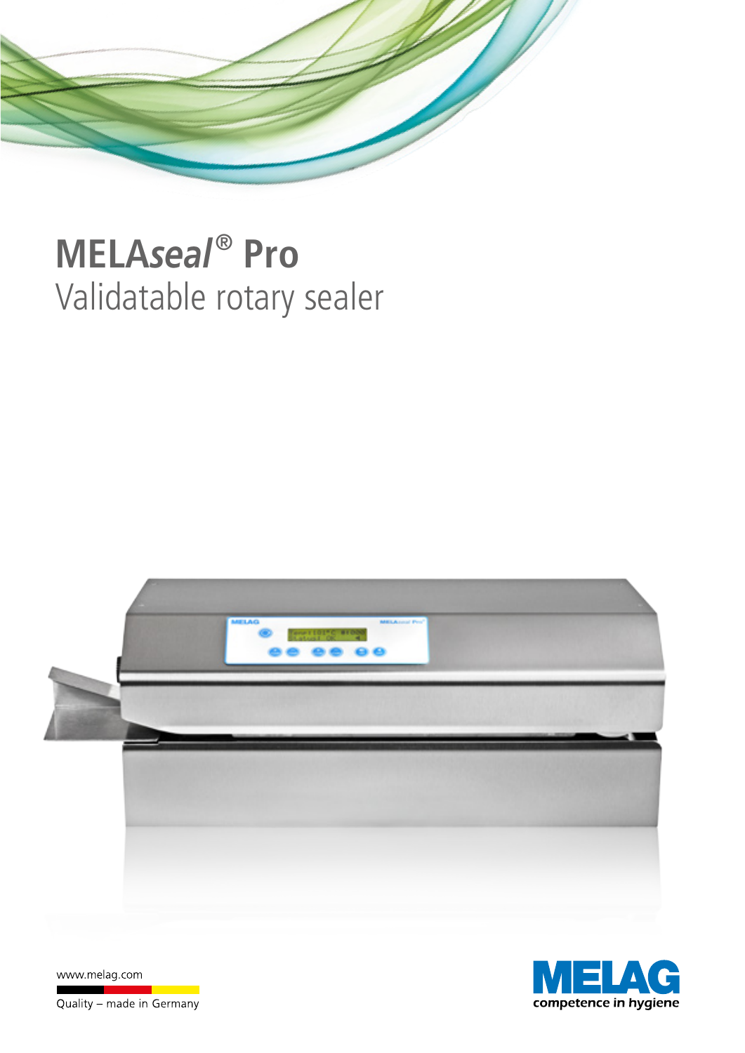# MELA*seal*® Pro

## Validatable rotary sealer

www.melag.com

Quality – made in Germany

MELAG competence in hygiene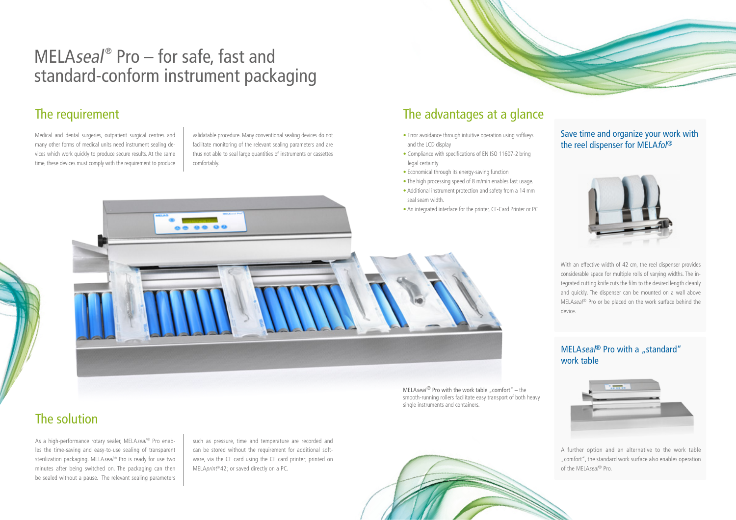# MELA*seal*® Pro – for safe, fast and standard-conform instrument packaging

## The requirement

Medical and dental surgeries, outpatient surgical centres and many other forms of medical units need instrument sealing devices which work quickly to produce secure results. At the same time, these devices must comply with the requirement to produce validatable procedure. Many conventional sealing devices do not facilitate monitoring of the relevant sealing parameters and are thus not able to seal large quantities of instruments or cassettes comfortably.

## The solution

As a high-performance rotary sealer, MELA*seal*® Pro enables the time-saving and easy-to-use sealing of transparent sterilization packaging. MELA*seal*® Pro is ready for use two minutes after being switched on. The packaging can then be sealed without a pause. The relevant sealing parameters such as pressure, time and temperature are recorded and can be stored without the requirement for additional software, via the CF card using the CF card printer; printed on MELA*print*® 42; or saved directly on a PC.

## The advantages at a glance

- Error avoidance through intuitive operation using softkeys and the LCD display
- Compliance with specifications of EN ISO 11607-2 bring legal certainty
- Economical through its energy-saving function
- The high processing speed of 8 m/min enables fast usage.
- Additional instrument protection and safety from a 14 mm seal seam width.
- An integrated interface for the printer, CF-Card Printer or PC

MELA*seal*® Pro with the work table „comfort" – the smooth-running rollers facilitate easy transport of both heavy single instruments and containers.

### Save time and organize your work with the reel dispenser for MELA*fol*®

With an effective width of 42 cm, the reel dispenser provides considerable space for multiple rolls of varying widths. The integrated cutting knife cuts the film to the desired length cleanly and quickly. The dispenser can be mounted on a wall above MELA*seal*® Pro or be placed on the work surface behind the device.

### MELA*seal*® Pro with a „standard" work table

A further option and an alternative to the work table „comfort", the standard work surface also enables operation of the MELA*seal*® Pro.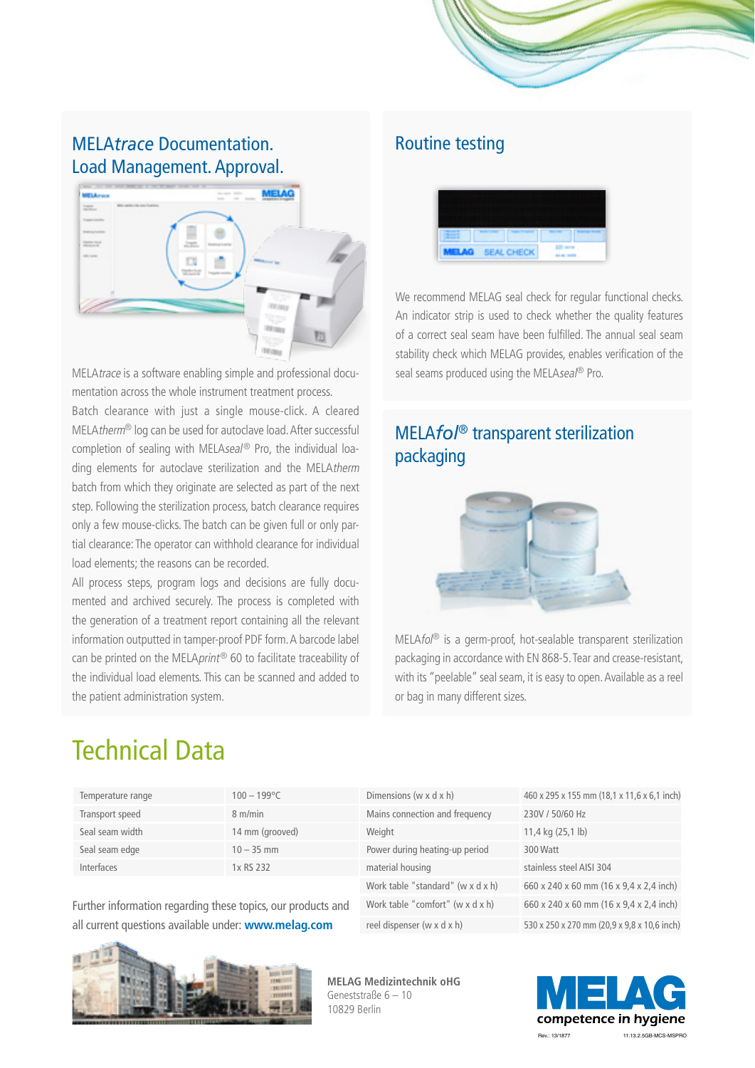## MELA*trace* Documentation. Load Management. Approval.

MELA*trace* is a software enabling simple and professional documentation across the whole instrument treatment process.

Batch clearance with just a single mouse-click. A cleared MELA*therm*® log can be used for autoclave load. After successful completion of sealing with MELA*seal*® Pro, the individual loading elements for autoclave sterilization and the MELA*therm* batch from which they originate are selected as part of the next step. Following the sterilization process, batch clearance requires only a few mouse-clicks. The batch can be given full or only partial clearance: The operator can withhold clearance for individual load elements; the reasons can be recorded.

All process steps, program logs and decisions are fully documented and archived securely. The process is completed with the generation of a treatment report containing all the relevant information outputted in tamper-proof PDF form. A barcode label can be printed on the MELA*print*® 60 to facilitate traceability of the individual load elements. This can be scanned and added to the patient administration system.

## Routine testing

We recommend MELAG seal check for regular functional checks. An indicator strip is used to check whether the quality features of a correct seal seam have been fulfilled. The annual seal seam stability check which MELAG provides, enables verification of the seal seams produced using the MELA*seal*® Pro.

## MELA*fol*® transparent sterilization packaging

MELA*fol*® is a germ-proof, hot-sealable transparent sterilization packaging in accordance with EN 868-5. Tear and crease-resistant, with its "peelable" seal seam, it is easy to open. Available as a reel or bag in many different sizes.

# Technical Data

| | |
|---|---|
| Temperature range | 100 – 199°C |
| Transport speed | 8 m/min |
| Seal seam width | 14 mm (grooved) |
| Seal seam edge | 10 – 35 mm |
| Interfaces | 1x RS 232 |

| | |
|---|---|
| Dimensions (w x d x h) | 460 x 295 x 155 mm (18,1 x 11,6 x 6,1 inch) |
| Mains connection and frequency | 230V / 50/60 Hz |
| Weight | 11,4 kg (25,1 lb) |
| Power during heating-up period | 300 Watt |
| material housing | stainless steel AISI 304 |
| Work table "standard" (w x d x h) | 660 x 240 x 60 mm (16 x 9,4 x 2,4 inch) |
| Work table "comfort" (w x d x h) | 660 x 240 x 60 mm (16 x 9,4 x 2,4 inch) |
| reel dispenser (w x d x h) | 530 x 250 x 270 mm (20,9 x 9,8 x 10,6 inch) |

Further information regarding these topics, our products and all current questions available under: **www.melag.com**

**MELAG Medizintechnik oHG**
Geneststraße 6 – 10
10829 Berlin

MELAG competence in hygiene

Rev.: 13/1877 11.13.2.5GB-MCS-MSPRO